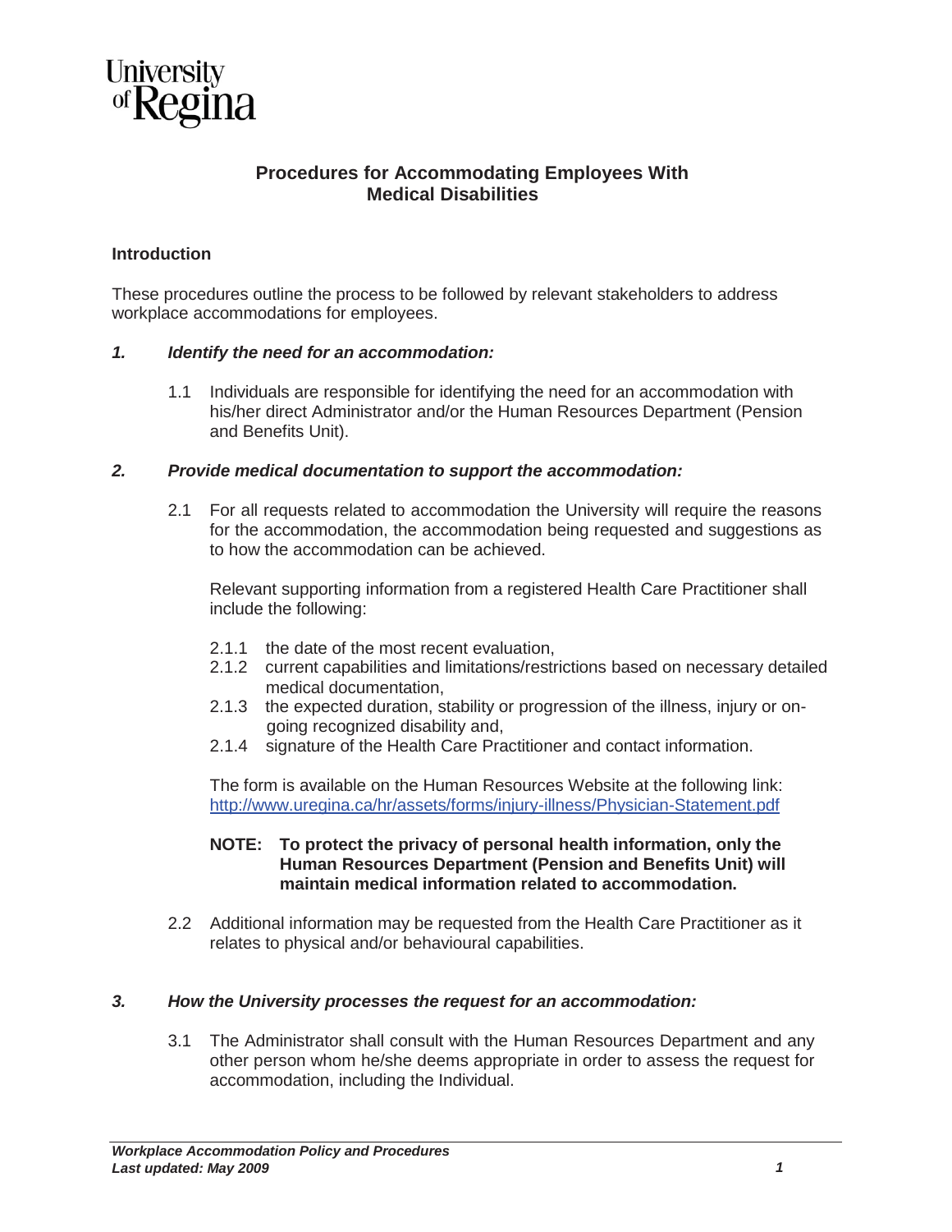University of Regina

# Procedures for Accommodating Employees With Medical Disabilities

## Introduction

These procedures outline the process to be followed by relevant stakeholders to address workplace accommodations for employees.

### *1. Identify the need for an accommodation:*

1.1 Individuals are responsible for identifying the need for an accommodation with his/her direct Administrator and/or the Human Resources Department (Pension and Benefits Unit).

### *2. Provide medical documentation to support the accommodation:*

2.1 For all requests related to accommodation the University will require the reasons for the accommodation, the accommodation being requested and suggestions as to how the accommodation can be achieved.

Relevant supporting information from a registered Health Care Practitioner shall include the following:

2.1.1 the date of the most recent evaluation,
2.1.2 current capabilities and limitations/restrictions based on necessary detailed medical documentation,
2.1.3 the expected duration, stability or progression of the illness, injury or on-going recognized disability and,
2.1.4 signature of the Health Care Practitioner and contact information.

The form is available on the Human Resources Website at the following link: [http://www.uregina.ca/hr/assets/forms/injury-illness/Physician-Statement.pdf](http://www.uregina.ca/hr/assets/forms/injury-illness/Physician-Statement.pdf)

**NOTE: To protect the privacy of personal health information, only the Human Resources Department (Pension and Benefits Unit) will maintain medical information related to accommodation.**

2.2 Additional information may be requested from the Health Care Practitioner as it relates to physical and/or behavioural capabilities.

### *3. How the University processes the request for an accommodation:*

3.1 The Administrator shall consult with the Human Resources Department and any other person whom he/she deems appropriate in order to assess the request for accommodation, including the Individual.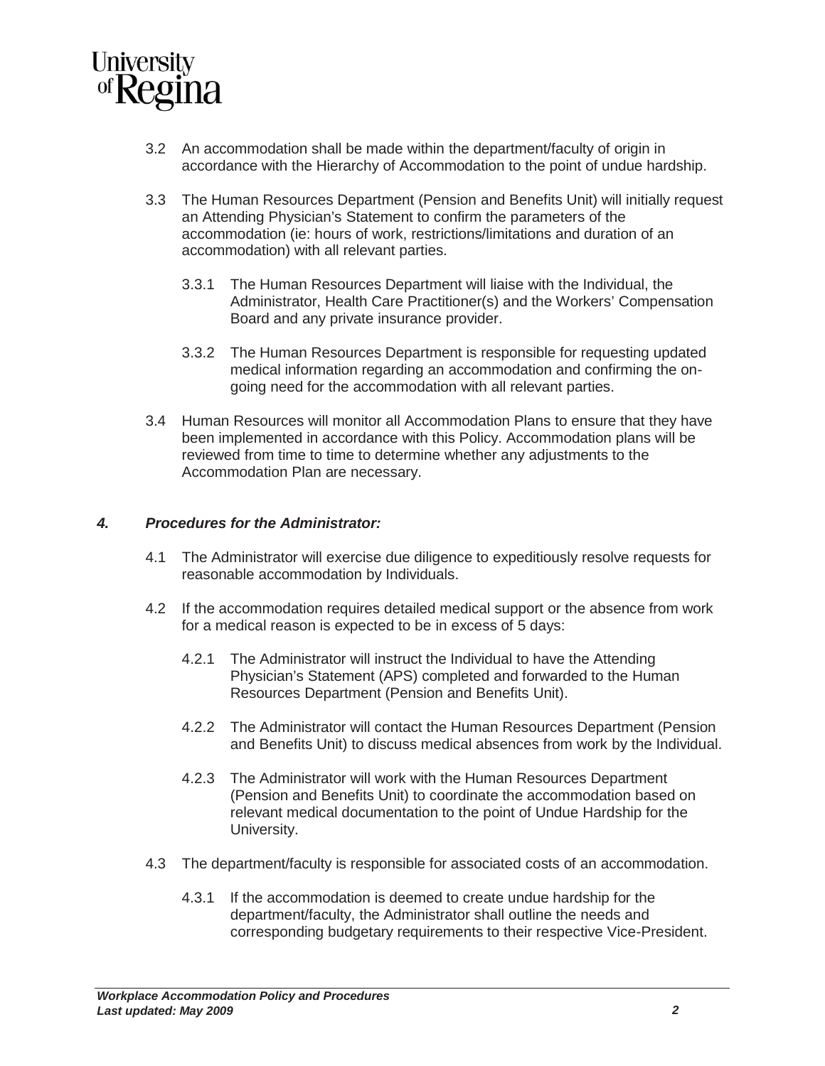3.2 An accommodation shall be made within the department/faculty of origin in accordance with the Hierarchy of Accommodation to the point of undue hardship.

3.3 The Human Resources Department (Pension and Benefits Unit) will initially request an Attending Physician's Statement to confirm the parameters of the accommodation (ie: hours of work, restrictions/limitations and duration of an accommodation) with all relevant parties.

3.3.1 The Human Resources Department will liaise with the Individual, the Administrator, Health Care Practitioner(s) and the Workers' Compensation Board and any private insurance provider.

3.3.2 The Human Resources Department is responsible for requesting updated medical information regarding an accommodation and confirming the on-going need for the accommodation with all relevant parties.

3.4 Human Resources will monitor all Accommodation Plans to ensure that they have been implemented in accordance with this Policy. Accommodation plans will be reviewed from time to time to determine whether any adjustments to the Accommodation Plan are necessary.

### *4. Procedures for the Administrator:*

4.1 The Administrator will exercise due diligence to expeditiously resolve requests for reasonable accommodation by Individuals.

4.2 If the accommodation requires detailed medical support or the absence from work for a medical reason is expected to be in excess of 5 days:

4.2.1 The Administrator will instruct the Individual to have the Attending Physician's Statement (APS) completed and forwarded to the Human Resources Department (Pension and Benefits Unit).

4.2.2 The Administrator will contact the Human Resources Department (Pension and Benefits Unit) to discuss medical absences from work by the Individual.

4.2.3 The Administrator will work with the Human Resources Department (Pension and Benefits Unit) to coordinate the accommodation based on relevant medical documentation to the point of Undue Hardship for the University.

4.3 The department/faculty is responsible for associated costs of an accommodation.

4.3.1 If the accommodation is deemed to create undue hardship for the department/faculty, the Administrator shall outline the needs and corresponding budgetary requirements to their respective Vice-President.